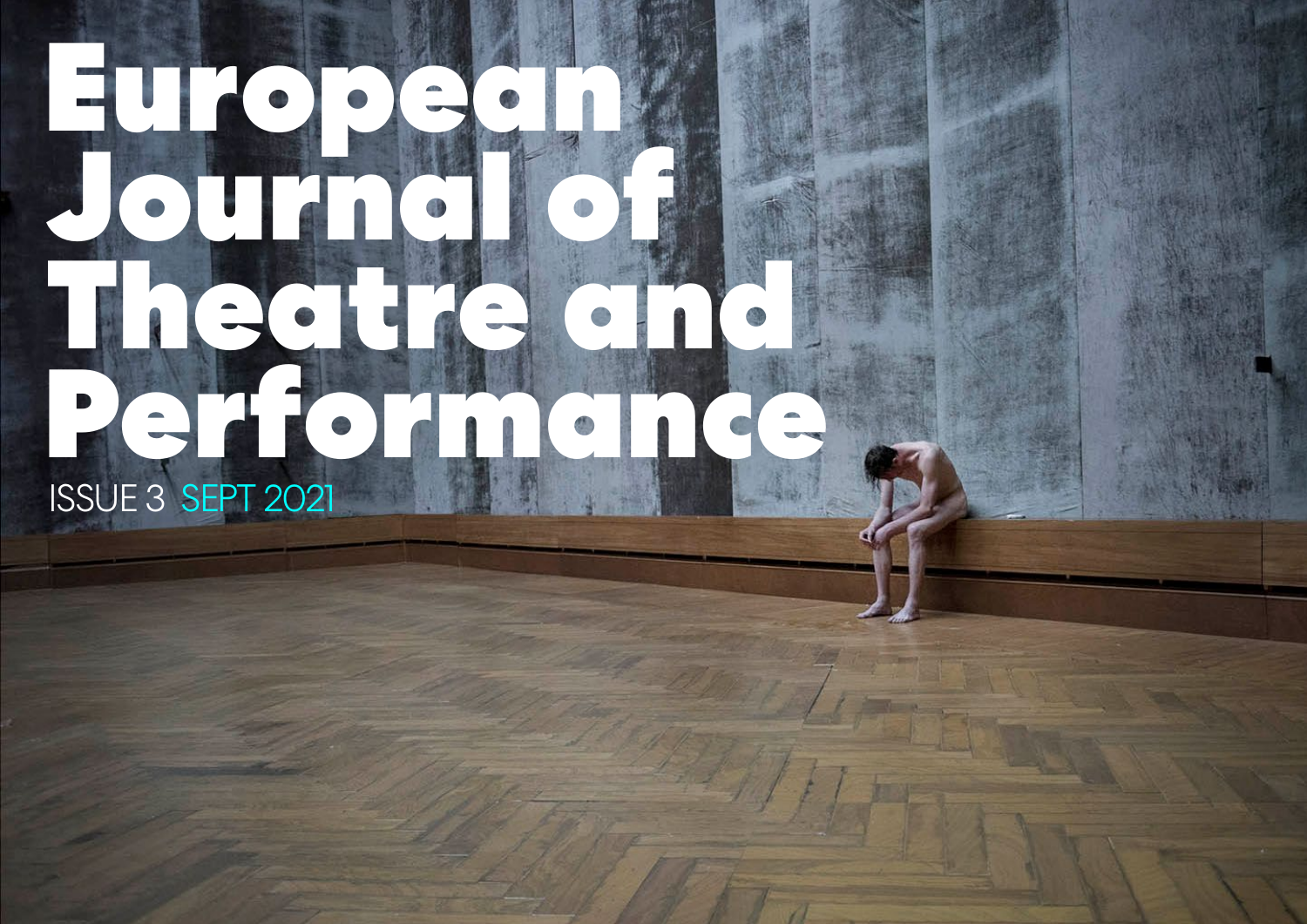# European Journal of Theatre and Performance

ISSUE 3 SEPT 2021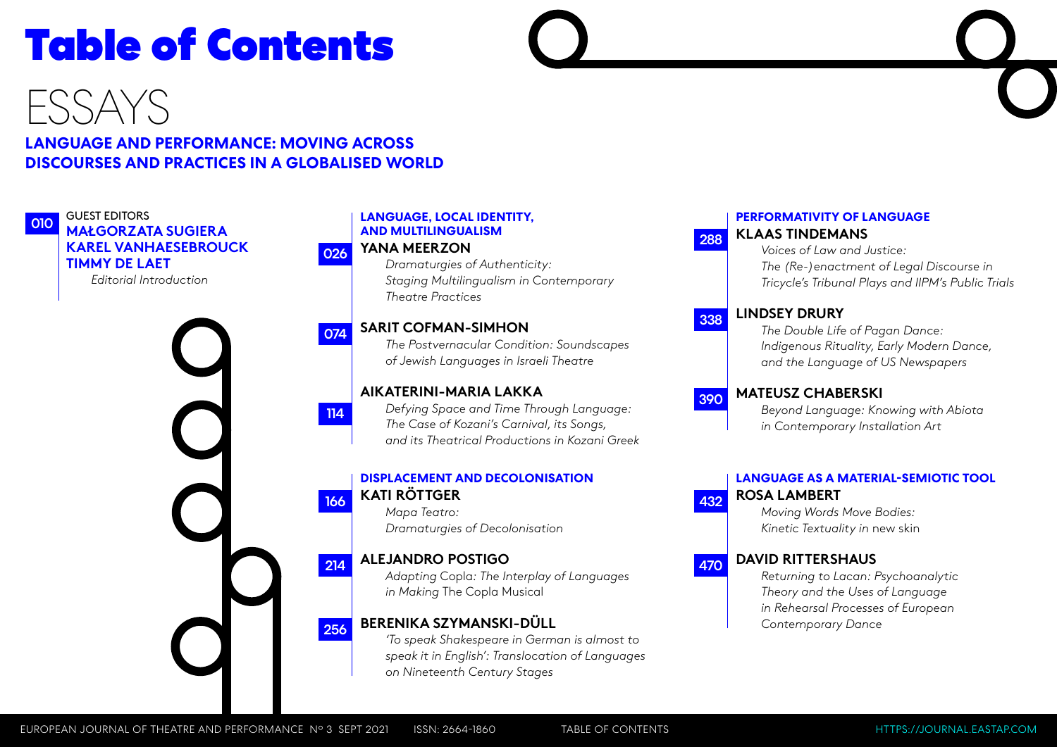# Table of Contents

## ESSAYS

### LANGUAGE AND PERFORMANCE: MOVING ACROSS DISCOURSES AND PRACTICES IN A GLOBALISED WORLD

**010** GUEST EDITORS
**MAŁGORZATA SUGIERA**
**KAREL VANHAESEBROUCK**
**TIMMY DE LAET**
*Editorial Introduction*

#### LANGUAGE, LOCAL IDENTITY, AND MULTILINGUALISM

**026** **YANA MEERZON**
*Dramaturgies of Authenticity: Staging Multilingualism in Contemporary Theatre Practices*

**074** **SARIT COFMAN-SIMHON**
*The Postvernacular Condition: Soundscapes of Jewish Languages in Israeli Theatre*

**114** **AIKATERINI-MARIA LAKKA**
*Defying Space and Time Through Language: The Case of Kozani's Carnival, its Songs, and its Theatrical Productions in Kozani Greek*

#### DISPLACEMENT AND DECOLONISATION

**166** **KATI RÖTTGER**
*Mapa Teatro: Dramaturgies of Decolonisation*

**214** **ALEJANDRO POSTIGO**
*Adapting Copla: The Interplay of Languages in Making* The Copla Musical

**256** **BERENIKA SZYMANSKI-DÜLL**
*'To speak Shakespeare in German is almost to speak it in English': Translocation of Languages on Nineteenth Century Stages*

#### PERFORMATIVITY OF LANGUAGE

**288** **KLAAS TINDEMANS**
*Voices of Law and Justice: The (Re-)enactment of Legal Discourse in Tricycle's Tribunal Plays and IIPM's Public Trials*

**338** **LINDSEY DRURY**
*The Double Life of Pagan Dance: Indigenous Rituality, Early Modern Dance, and the Language of US Newspapers*

**390** **MATEUSZ CHABERSKI**
*Beyond Language: Knowing with Abiota in Contemporary Installation Art*

#### LANGUAGE AS A MATERIAL-SEMIOTIC TOOL

**432** **ROSA LAMBERT**
*Moving Words Move Bodies: Kinetic Textuality in* new skin

**470** **DAVID RITTERSHAUS**
*Returning to Lacan: Psychoanalytic Theory and the Uses of Language in Rehearsal Processes of European Contemporary Dance*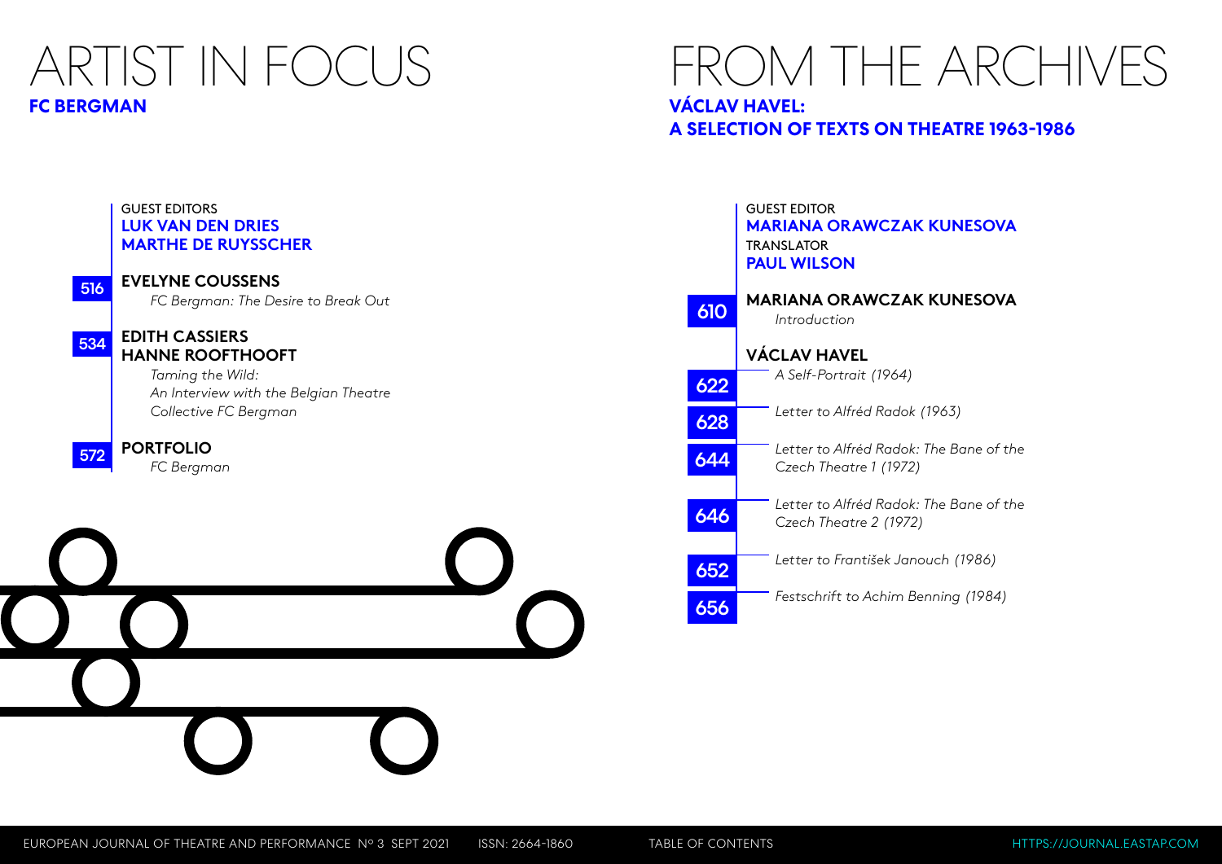# ARTIST IN FOCUS

## FC BERGMAN

GUEST EDITORS
**LUK VAN DEN DRIES**
**MARTHE DE RUYSSCHER**

516 **EVELYNE COUSSENS**
*FC Bergman: The Desire to Break Out*

534 **EDITH CASSIERS**
**HANNE ROOFTHOOFT**
*Taming the Wild: An Interview with the Belgian Theatre Collective FC Bergman*

572 **PORTFOLIO**
*FC Bergman*

# FROM THE ARCHIVES

## VÁCLAV HAVEL: A SELECTION OF TEXTS ON THEATRE 1963-1986

GUEST EDITOR
**MARIANA ORAWCZAK KUNESOVA**
TRANSLATOR
**PAUL WILSON**

610 **MARIANA ORAWCZAK KUNESOVA**
*Introduction*

**VÁCLAV HAVEL**

622 *A Self-Portrait (1964)*

628 *Letter to Alfréd Radok (1963)*

644 *Letter to Alfréd Radok: The Bane of the Czech Theatre 1 (1972)*

646 *Letter to Alfréd Radok: The Bane of the Czech Theatre 2 (1972)*

652 *Letter to František Janouch (1986)*

656 *Festschrift to Achim Benning (1984)*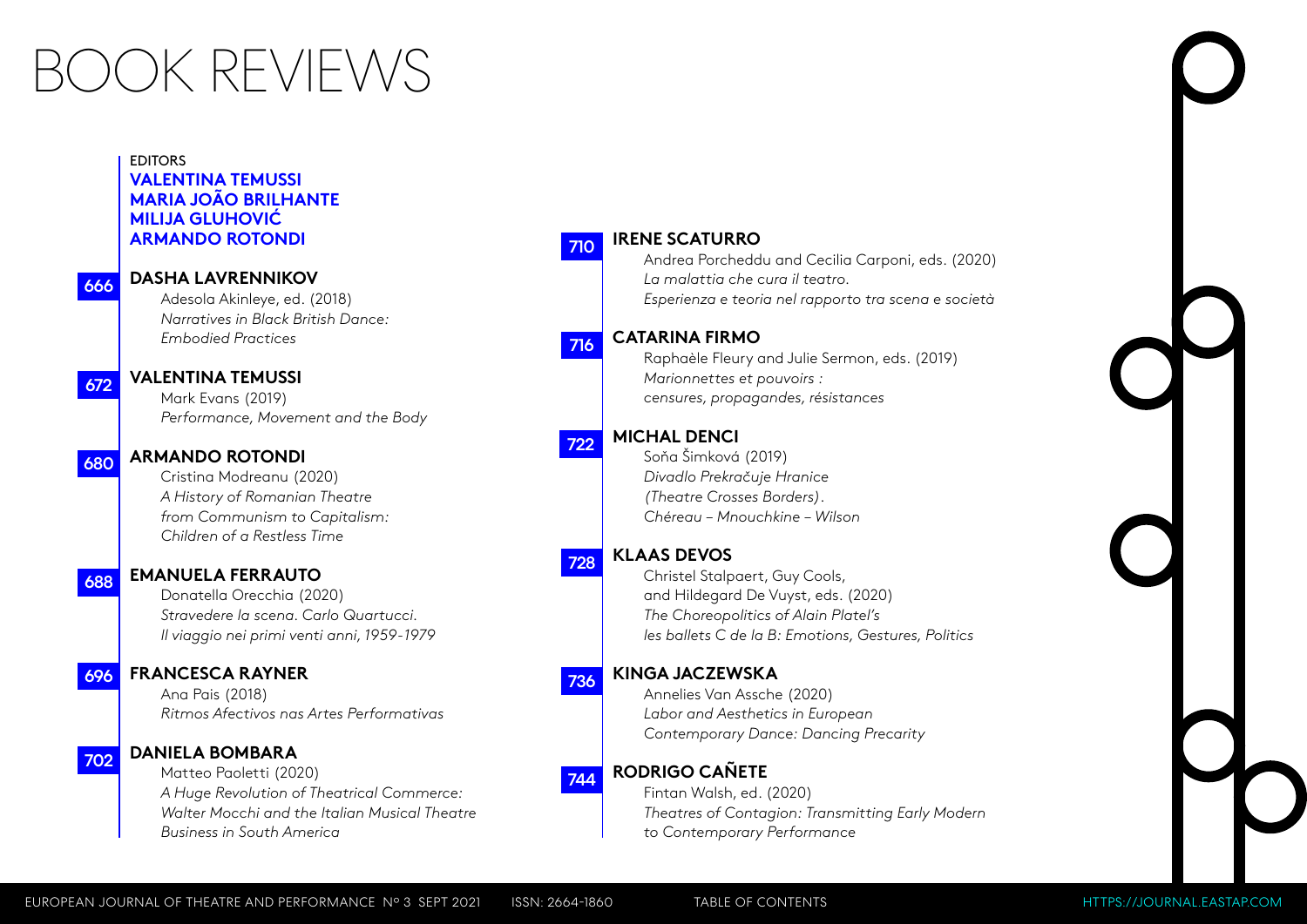# BOOK REVIEWS

EDITORS
**VALENTINA TEMUSSI**
**MARIA JOÃO BRILHANTE**
**MILIJA GLUHOVIĆ**
**ARMANDO ROTONDI**

666 **DASHA LAVRENNIKOV**
Adesola Akinleye, ed. (2018)
*Narratives in Black British Dance: Embodied Practices*

672 **VALENTINA TEMUSSI**
Mark Evans (2019)
*Performance, Movement and the Body*

680 **ARMANDO ROTONDI**
Cristina Modreanu (2020)
*A History of Romanian Theatre from Communism to Capitalism: Children of a Restless Time*

688 **EMANUELA FERRAUTO**
Donatella Orecchia (2020)
*Stravedere la scena. Carlo Quartucci. Il viaggio nei primi venti anni, 1959-1979*

696 **FRANCESCA RAYNER**
Ana Pais (2018)
*Ritmos Afectivos nas Artes Performativas*

702 **DANIELA BOMBARA**
Matteo Paoletti (2020)
*A Huge Revolution of Theatrical Commerce: Walter Mocchi and the Italian Musical Theatre Business in South America*

710 **IRENE SCATURRO**
Andrea Porcheddu and Cecilia Carponi, eds. (2020)
*La malattia che cura il teatro. Esperienza e teoria nel rapporto tra scena e società*

716 **CATARINA FIRMO**
Raphaèle Fleury and Julie Sermon, eds. (2019)
*Marionnettes et pouvoirs : censures, propagandes, résistances*

722 **MICHAL DENCI**
Soňa Šimková (2019)
*Divadlo Prekračuje Hranice (Theatre Crosses Borders). Chéreau – Mnouchkine – Wilson*

728 **KLAAS DEVOS**
Christel Stalpaert, Guy Cools, and Hildegard De Vuyst, eds. (2020)
*The Choreopolitics of Alain Platel's les ballets C de la B: Emotions, Gestures, Politics*

736 **KINGA JACZEWSKA**
Annelies Van Assche (2020)
*Labor and Aesthetics in European Contemporary Dance: Dancing Precarity*

744 **RODRIGO CAÑETE**
Fintan Walsh, ed. (2020)
*Theatres of Contagion: Transmitting Early Modern to Contemporary Performance*